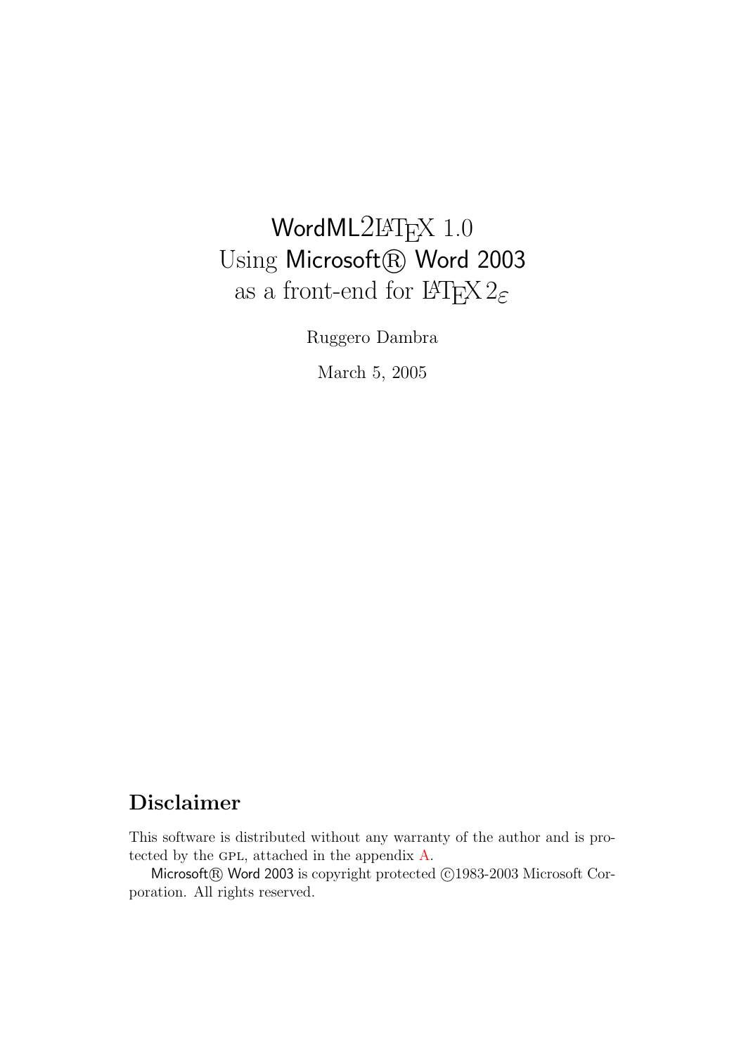# WordML2LaTeX 1.0
# Using Microsoft® Word 2003
# as a front-end for LaTeX $2_\varepsilon$

Ruggero Dambra

March 5, 2005

## Disclaimer

This software is distributed without any warranty of the author and is protected by the GPL, attached in the appendix A.

Microsoft® Word 2003 is copyright protected ©1983-2003 Microsoft Corporation. All rights reserved.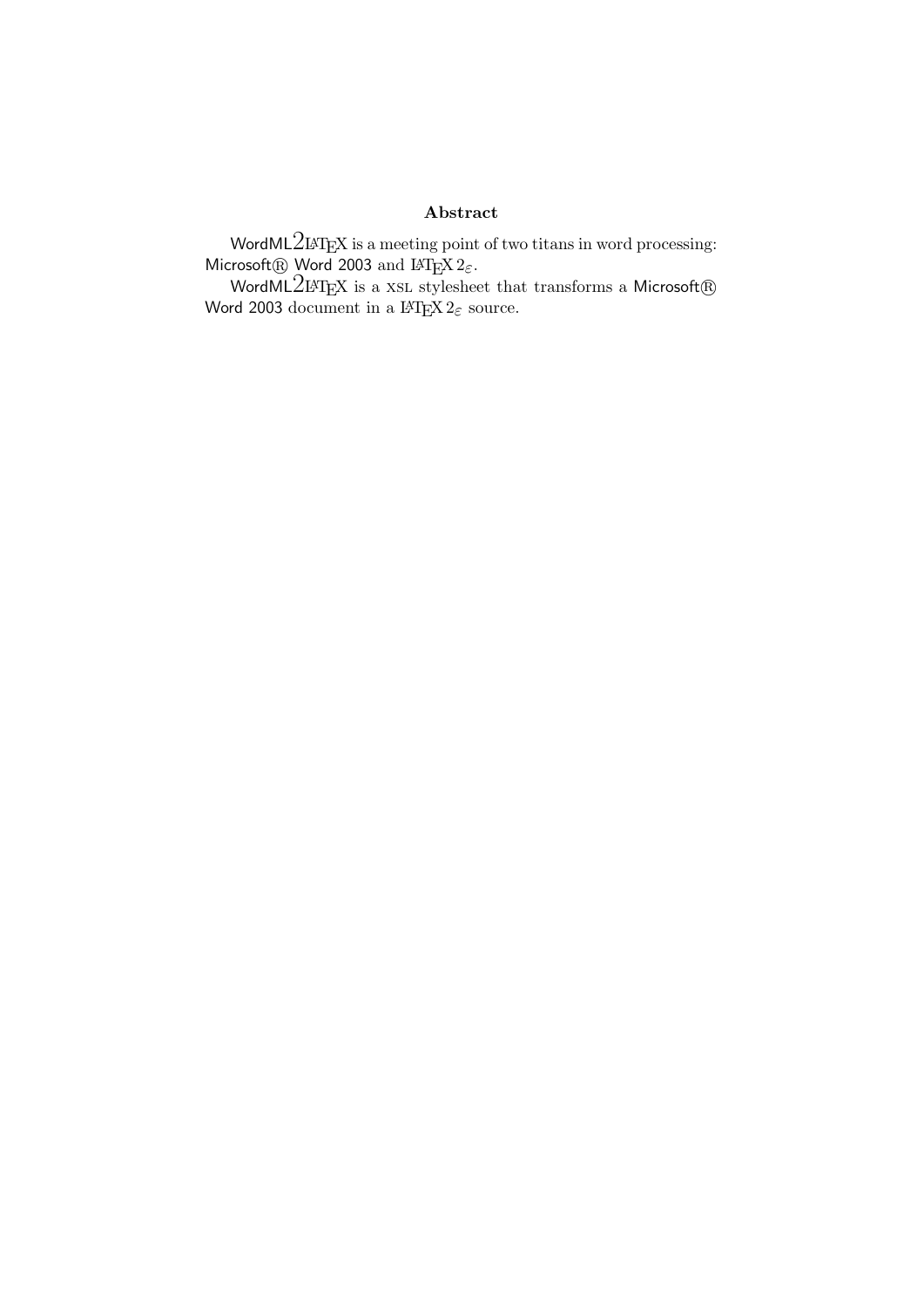## Abstract

WordML2LaTeX is a meeting point of two titans in word processing: Microsoft® Word 2003 and LaTeX $2_\varepsilon$.

WordML2LaTeX is a XSL stylesheet that transforms a Microsoft® Word 2003 document in a LaTeX $2_\varepsilon$ source.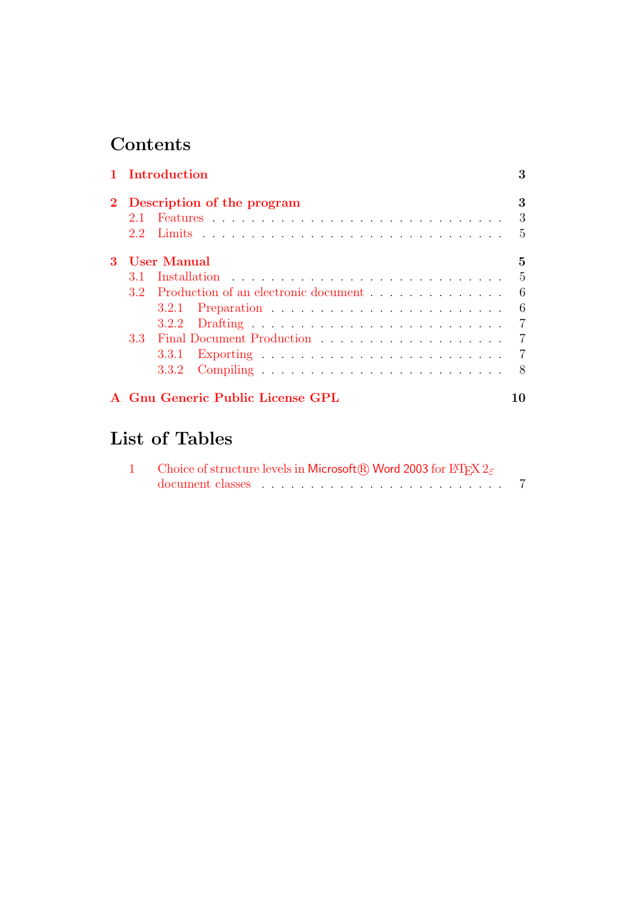# Contents

**1 Introduction** **3**

**2 Description of the program** **3**

- 2.1 Features . . . . . . . . . . . . . . . . . . . . . . . . . . . . 3
- 2.2 Limits . . . . . . . . . . . . . . . . . . . . . . . . . . . . . 5

**3 User Manual** **5**

- 3.1 Installation . . . . . . . . . . . . . . . . . . . . . . . . . . 5
- 3.2 Production of an electronic document . . . . . . . . . . . . . 6
  - 3.2.1 Preparation . . . . . . . . . . . . . . . . . . . . . . 6
  - 3.2.2 Drafting . . . . . . . . . . . . . . . . . . . . . . . . 7
- 3.3 Final Document Production . . . . . . . . . . . . . . . . . . 7
  - 3.3.1 Exporting . . . . . . . . . . . . . . . . . . . . . . . 7
  - 3.3.2 Compiling . . . . . . . . . . . . . . . . . . . . . . . 8

**A Gnu Generic Public License GPL** **10**

# List of Tables

1. Choice of structure levels in Microsoft® Word 2003 for LaTeX $2_\varepsilon$ document classes . . . . . . . . . . . . . . . . . . . . . . . . . 7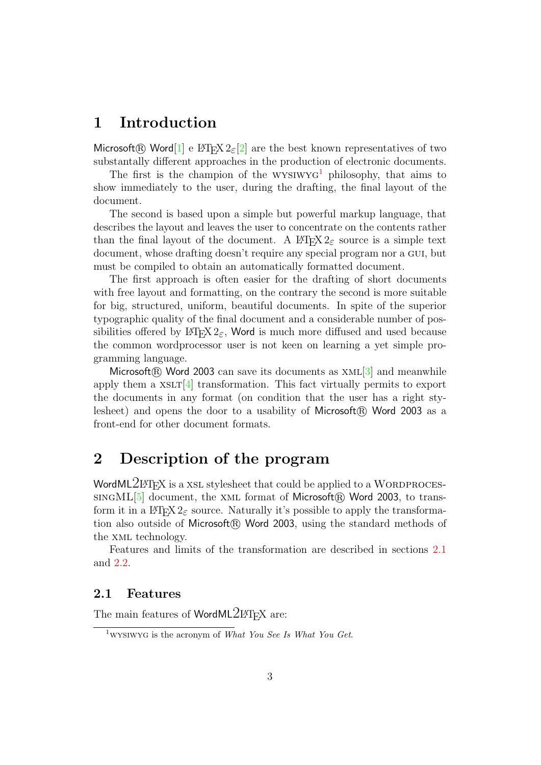# 1 Introduction

Microsoft® Word[1] e LaTeX 2ε[2] are the best known representatives of two substantially different approaches in the production of electronic documents.

The first is the champion of the WYSIWYG[1] philosophy, that aims to show immediately to the user, during the drafting, the final layout of the document.

The second is based upon a simple but powerful markup language, that describes the layout and leaves the user to concentrate on the contents rather than the final layout of the document. A LaTeX 2ε source is a simple text document, whose drafting doesn't require any special program nor a GUI, but must be compiled to obtain an automatically formatted document.

The first approach is often easier for the drafting of short documents with free layout and formatting, on the contrary the second is more suitable for big, structured, uniform, beautiful documents. In spite of the superior typographic quality of the final document and a considerable number of possibilities offered by LaTeX 2ε, Word is much more diffused and used because the common wordprocessor user is not keen on learning a yet simple programming language.

Microsoft® Word 2003 can save its documents as XML[3] and meanwhile apply them a XSLT[4] transformation. This fact virtually permits to export the documents in any format (on condition that the user has a right stylesheet) and opens the door to a usability of Microsoft® Word 2003 as a front-end for other document formats.

# 2 Description of the program

WordML2LaTeX is a XSL stylesheet that could be applied to a WordprocessingML[5] document, the XML format of Microsoft® Word 2003, to transform it in a LaTeX 2ε source. Naturally it's possible to apply the transformation also outside of Microsoft® Word 2003, using the standard methods of the XML technology.

Features and limits of the transformation are described in sections 2.1 and 2.2.

## 2.1 Features

The main features of WordML2LaTeX are:

[1] WYSIWYG is the acronym of *What You See Is What You Get*.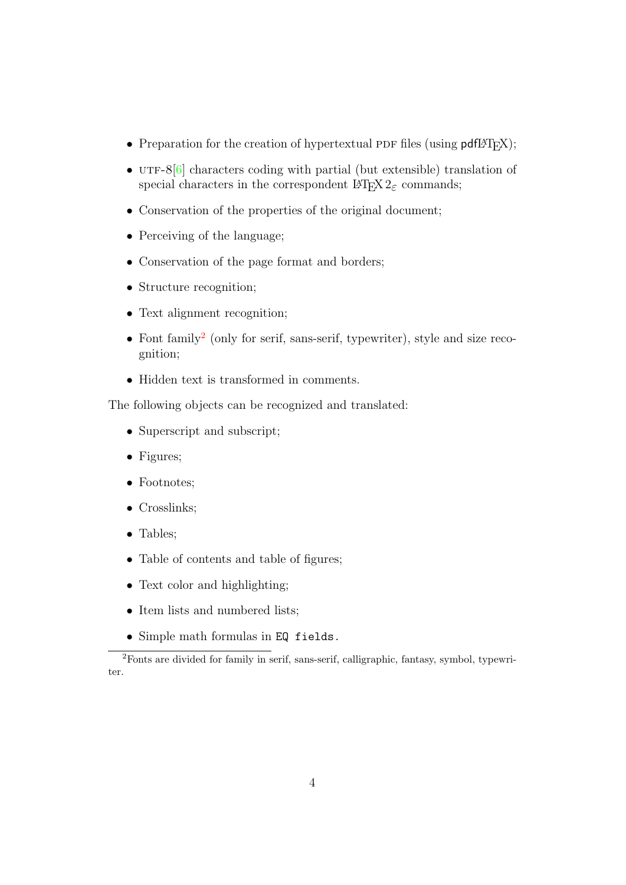- Preparation for the creation of hypertextual PDF files (using pdfLaTeX);
- UTF-8[6] characters coding with partial (but extensible) translation of special characters in the correspondent LaTeX $2_\varepsilon$ commands;
- Conservation of the properties of the original document;
- Perceiving of the language;
- Conservation of the page format and borders;
- Structure recognition;
- Text alignment recognition;
- Font family[2] (only for serif, sans-serif, typewriter), style and size recognition;
- Hidden text is transformed in comments.

The following objects can be recognized and translated:

- Superscript and subscript;
- Figures;
- Footnotes;
- Crosslinks;
- Tables;
- Table of contents and table of figures;
- Text color and highlighting;
- Item lists and numbered lists;
- Simple math formulas in `EQ fields.`

[2]Fonts are divided for family in serif, sans-serif, calligraphic, fantasy, symbol, typewriter.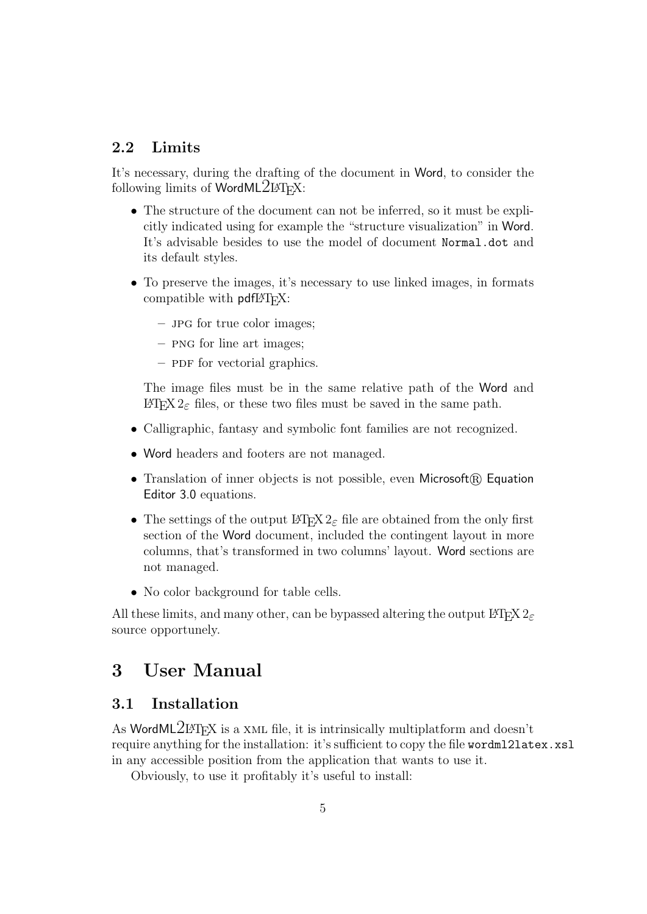### 2.2 Limits

It's necessary, during the drafting of the document in Word, to consider the following limits of WordML2LaTeX:

- The structure of the document can not be inferred, so it must be explicitly indicated using for example the "structure visualization" in Word. It's advisable besides to use the model of document `Normal.dot` and its default styles.
- To preserve the images, it's necessary to use linked images, in formats compatible with pdfLaTeX:
  - JPG for true color images;
  - PNG for line art images;
  - PDF for vectorial graphics.

  The image files must be in the same relative path of the Word and LaTeX $2_\varepsilon$ files, or these two files must be saved in the same path.
- Calligraphic, fantasy and symbolic font families are not recognized.
- Word headers and footers are not managed.
- Translation of inner objects is not possible, even Microsoft® Equation Editor 3.0 equations.
- The settings of the output LaTeX $2_\varepsilon$ file are obtained from the only first section of the Word document, included the contingent layout in more columns, that's transformed in two columns' layout. Word sections are not managed.
- No color background for table cells.

All these limits, and many other, can be bypassed altering the output LaTeX $2_\varepsilon$ source opportunely.

## 3 User Manual

### 3.1 Installation

As WordML2LaTeX is a XML file, it is intrinsically multiplatform and doesn't require anything for the installation: it's sufficient to copy the file `wordml2latex.xsl` in any accessible position from the application that wants to use it.

Obviously, to use it profitably it's useful to install: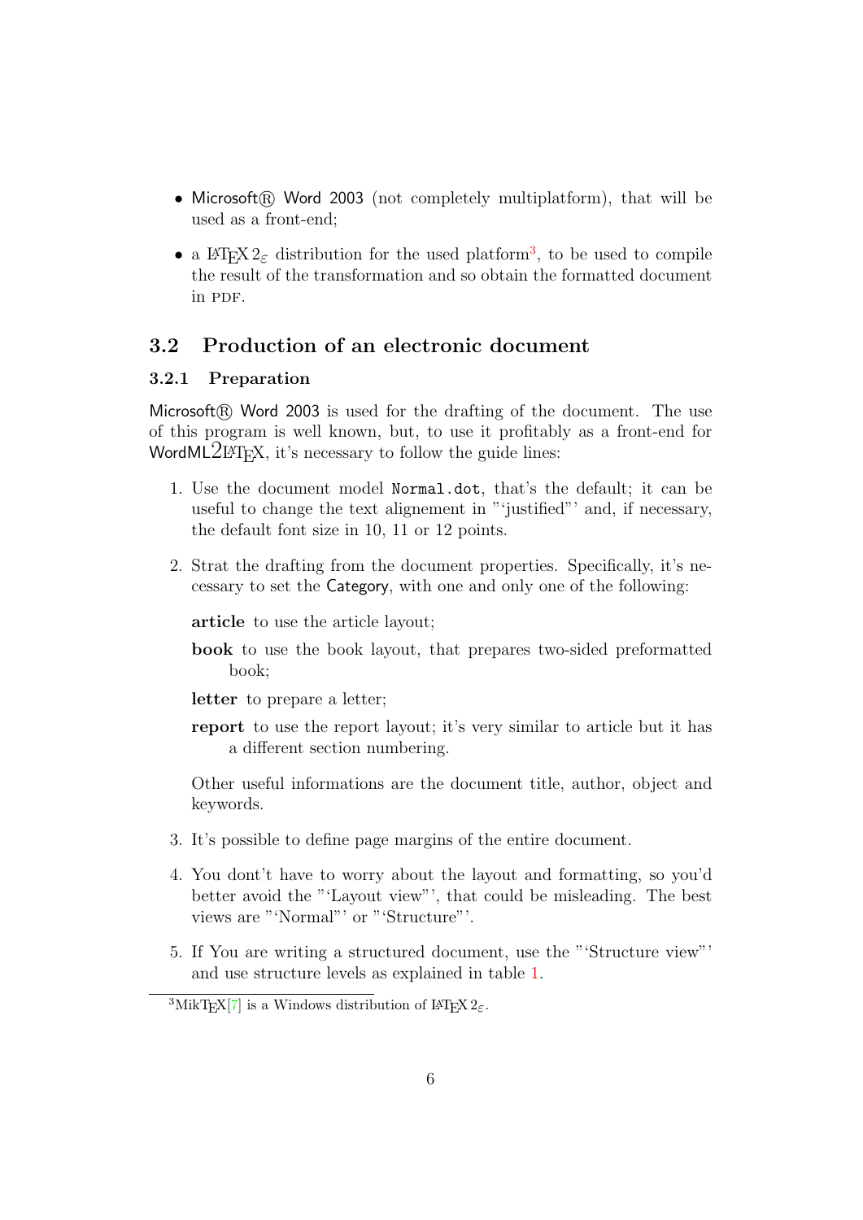- Microsoft® Word 2003 (not completely multiplatform), that will be used as a front-end;
- a LaTeX $2_\varepsilon$ distribution for the used platform[3], to be used to compile the result of the transformation and so obtain the formatted document in PDF.

## 3.2 Production of an electronic document

### 3.2.1 Preparation

Microsoft® Word 2003 is used for the drafting of the document. The use of this program is well known, but, to use it profitably as a front-end for WordML2LaTeX, it's necessary to follow the guide lines:

1. Use the document model `Normal.dot`, that's the default; it can be useful to change the text alignement in "'justified"' and, if necessary, the default font size in 10, 11 or 12 points.
2. Strat the drafting from the document properties. Specifically, it's necessary to set the Category, with one and only one of the following:

   **article** to use the article layout;

   **book** to use the book layout, that prepares two-sided preformatted book;

   **letter** to prepare a letter;

   **report** to use the report layout; it's very similar to article but it has a different section numbering.

   Other useful informations are the document title, author, object and keywords.
3. It's possible to define page margins of the entire document.
4. You dont't have to worry about the layout and formatting, so you'd better avoid the "'Layout view"', that could be misleading. The best views are "'Normal"' or "'Structure"'.
5. If You are writing a structured document, use the "'Structure view"' and use structure levels as explained in table 1.

[3]MikTeX[7] is a Windows distribution of LaTeX $2_\varepsilon$.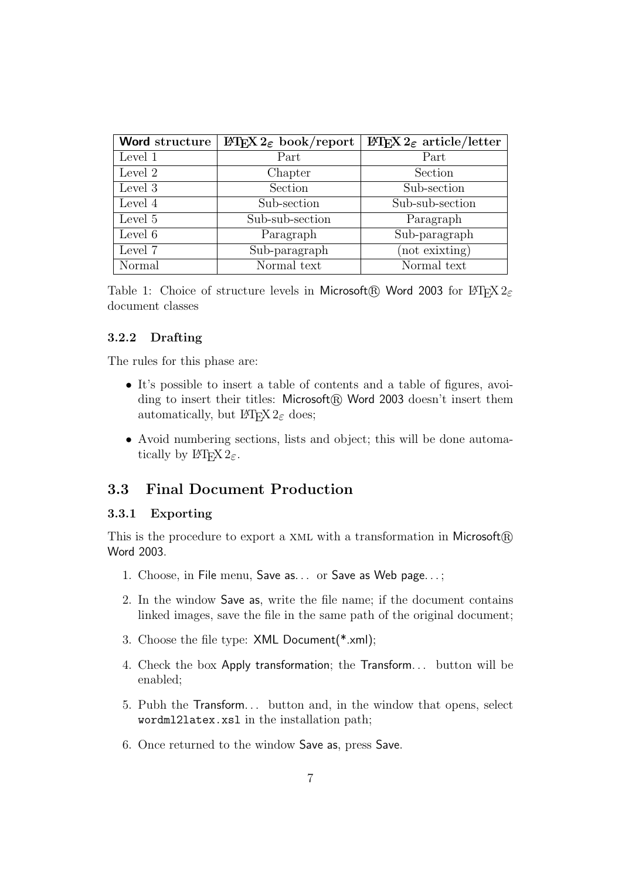| **Word** structure | $\LaTeX 2_\varepsilon$ book/report | $\LaTeX 2_\varepsilon$ article/letter |
|---|---|---|
| Level 1 | Part | Part |
| Level 2 | Chapter | Section |
| Level 3 | Section | Sub-section |
| Level 4 | Sub-section | Sub-sub-section |
| Level 5 | Sub-sub-section | Paragraph |
| Level 6 | Paragraph | Sub-paragraph |
| Level 7 | Sub-paragraph | (not exixting) |
| Normal | Normal text | Normal text |

Table 1: Choice of structure levels in Microsoft® Word 2003 for $\LaTeX 2_\varepsilon$ document classes

#### 3.2.2 Drafting

The rules for this phase are:

- It's possible to insert a table of contents and a table of figures, avoiding to insert their titles: Microsoft® Word 2003 doesn't insert them automatically, but $\LaTeX 2_\varepsilon$ does;
- Avoid numbering sections, lists and object; this will be done automatically by $\LaTeX 2_\varepsilon$.

### 3.3 Final Document Production

#### 3.3.1 Exporting

This is the procedure to export a XML with a transformation in Microsoft® Word 2003.

1. Choose, in File menu, Save as... or Save as Web page...;
2. In the window Save as, write the file name; if the document contains linked images, save the file in the same path of the original document;
3. Choose the file type: XML Document(*.xml);
4. Check the box Apply transformation; the Transform... button will be enabled;
5. Pubh the Transform... button and, in the window that opens, select `wordml2latex.xsl` in the installation path;
6. Once returned to the window Save as, press Save.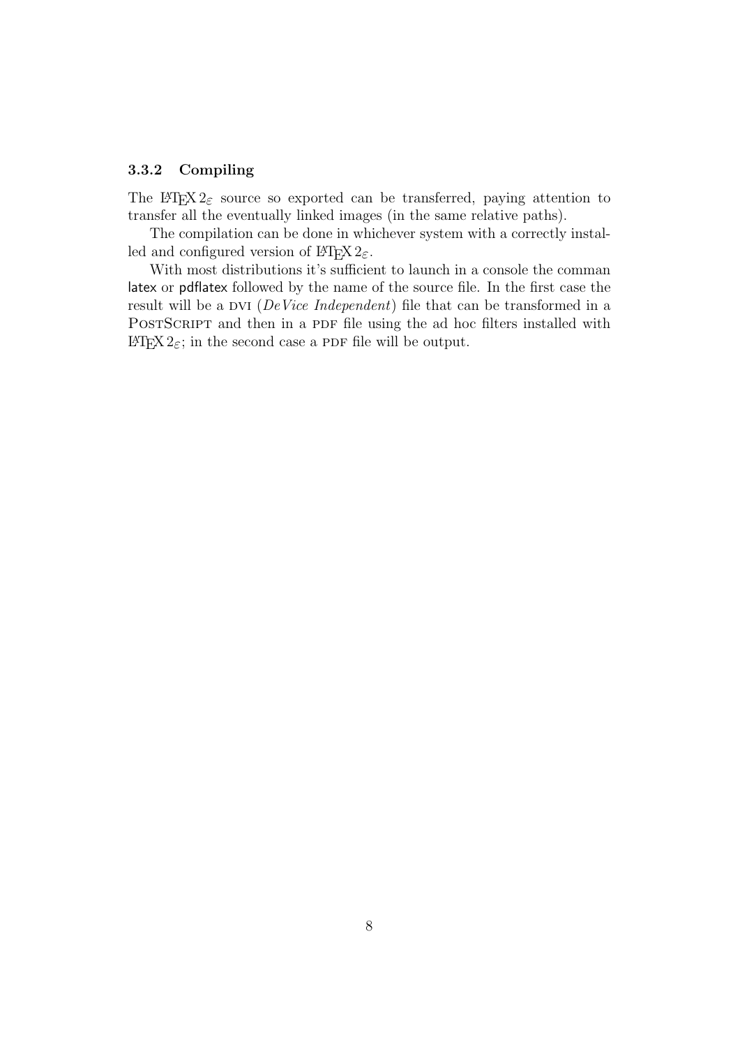### 3.3.2 Compiling

The $\LaTeX 2_\varepsilon$ source so exported can be transferred, paying attention to transfer all the eventually linked images (in the same relative paths).

The compilation can be done in whichever system with a correctly installed and configured version of $\LaTeX 2_\varepsilon$.

With most distributions it's sufficient to launch in a console the comman latex or pdflatex followed by the name of the source file. In the first case the result will be a DVI (*DeVice Independent*) file that can be transformed in a PostScript and then in a PDF file using the ad hoc filters installed with $\LaTeX 2_\varepsilon$; in the second case a PDF file will be output.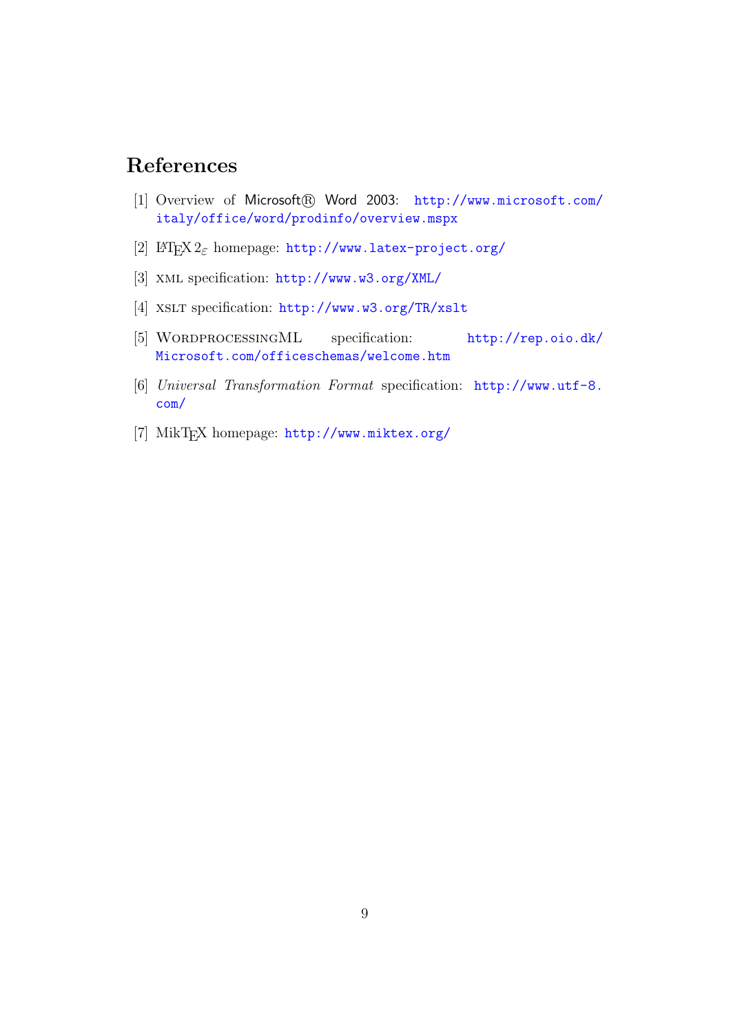# References

[1] Overview of Microsoft® Word 2003: http://www.microsoft.com/italy/office/word/prodinfo/overview.mspx

[2] LaTeX $2_\varepsilon$ homepage: http://www.latex-project.org/

[3] XML specification: http://www.w3.org/XML/

[4] XSLT specification: http://www.w3.org/TR/xslt

[5] WordprocessingML specification: http://rep.oio.dk/Microsoft.com/officeschemas/welcome.htm

[6] *Universal Transformation Format* specification: http://www.utf-8.com/

[7] MikTeX homepage: http://www.miktex.org/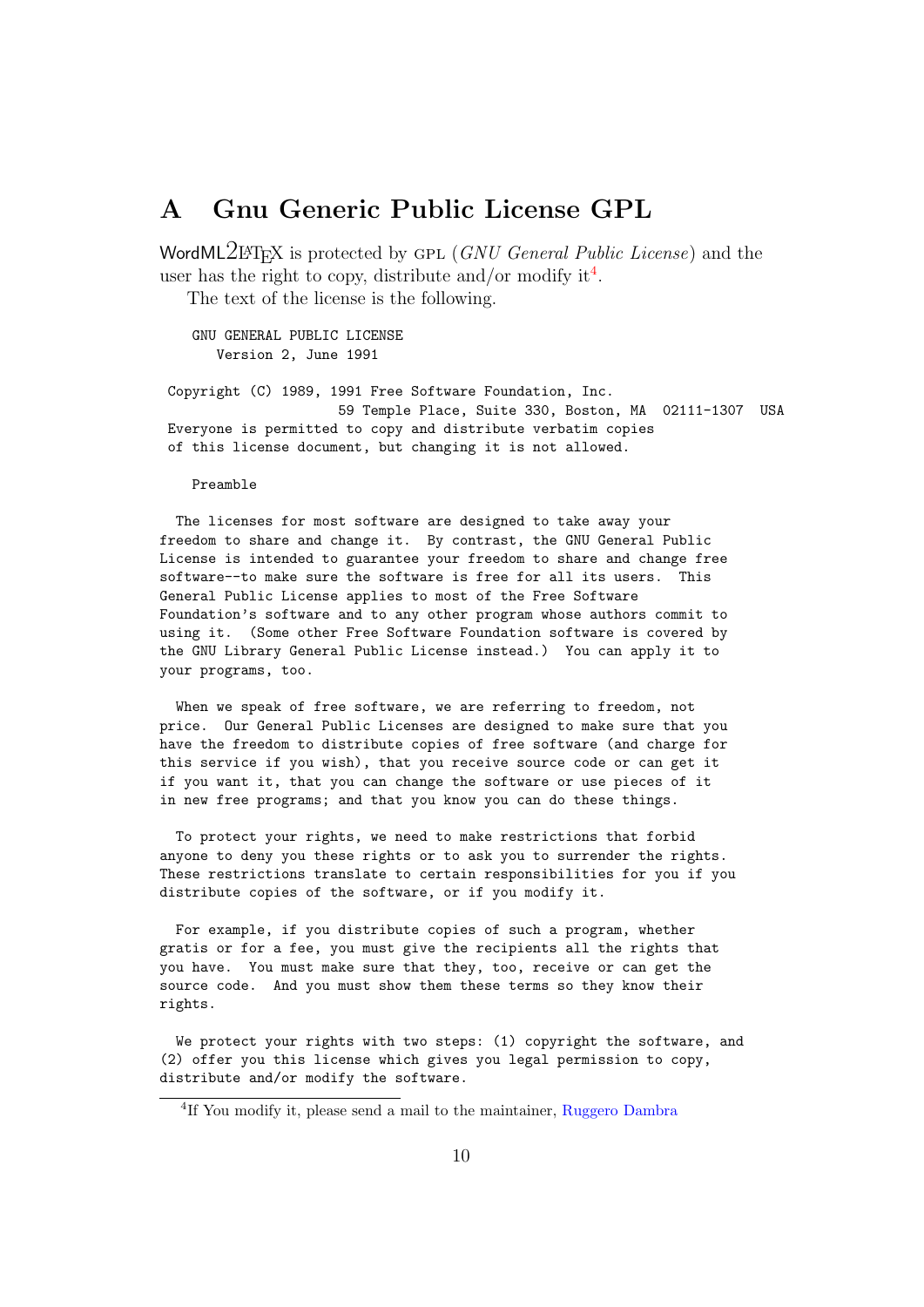# A Gnu Generic Public License GPL

WordML2LaTeX is protected by GPL (*GNU General Public License*) and the user has the right to copy, distribute and/or modify it[4].

The text of the license is the following.

```
    GNU GENERAL PUBLIC LICENSE
       Version 2, June 1991

 Copyright (C) 1989, 1991 Free Software Foundation, Inc.
                     59 Temple Place, Suite 330, Boston, MA  02111-1307  USA
 Everyone is permitted to copy and distribute verbatim copies
 of this license document, but changing it is not allowed.

    Preamble

  The licenses for most software are designed to take away your
freedom to share and change it.  By contrast, the GNU General Public
License is intended to guarantee your freedom to share and change free
software--to make sure the software is free for all its users.  This
General Public License applies to most of the Free Software
Foundation's software and to any other program whose authors commit to
using it.  (Some other Free Software Foundation software is covered by
the GNU Library General Public License instead.)  You can apply it to
your programs, too.

  When we speak of free software, we are referring to freedom, not
price.  Our General Public Licenses are designed to make sure that you
have the freedom to distribute copies of free software (and charge for
this service if you wish), that you receive source code or can get it
if you want it, that you can change the software or use pieces of it
in new free programs; and that you know you can do these things.

  To protect your rights, we need to make restrictions that forbid
anyone to deny you these rights or to ask you to surrender the rights.
These restrictions translate to certain responsibilities for you if you
distribute copies of the software, or if you modify it.

  For example, if you distribute copies of such a program, whether
gratis or for a fee, you must give the recipients all the rights that
you have.  You must make sure that they, too, receive or can get the
source code.  And you must show them these terms so they know their
rights.

  We protect your rights with two steps: (1) copyright the software, and
(2) offer you this license which gives you legal permission to copy,
distribute and/or modify the software.
```

[4]If You modify it, please send a mail to the maintainer, Ruggero Dambra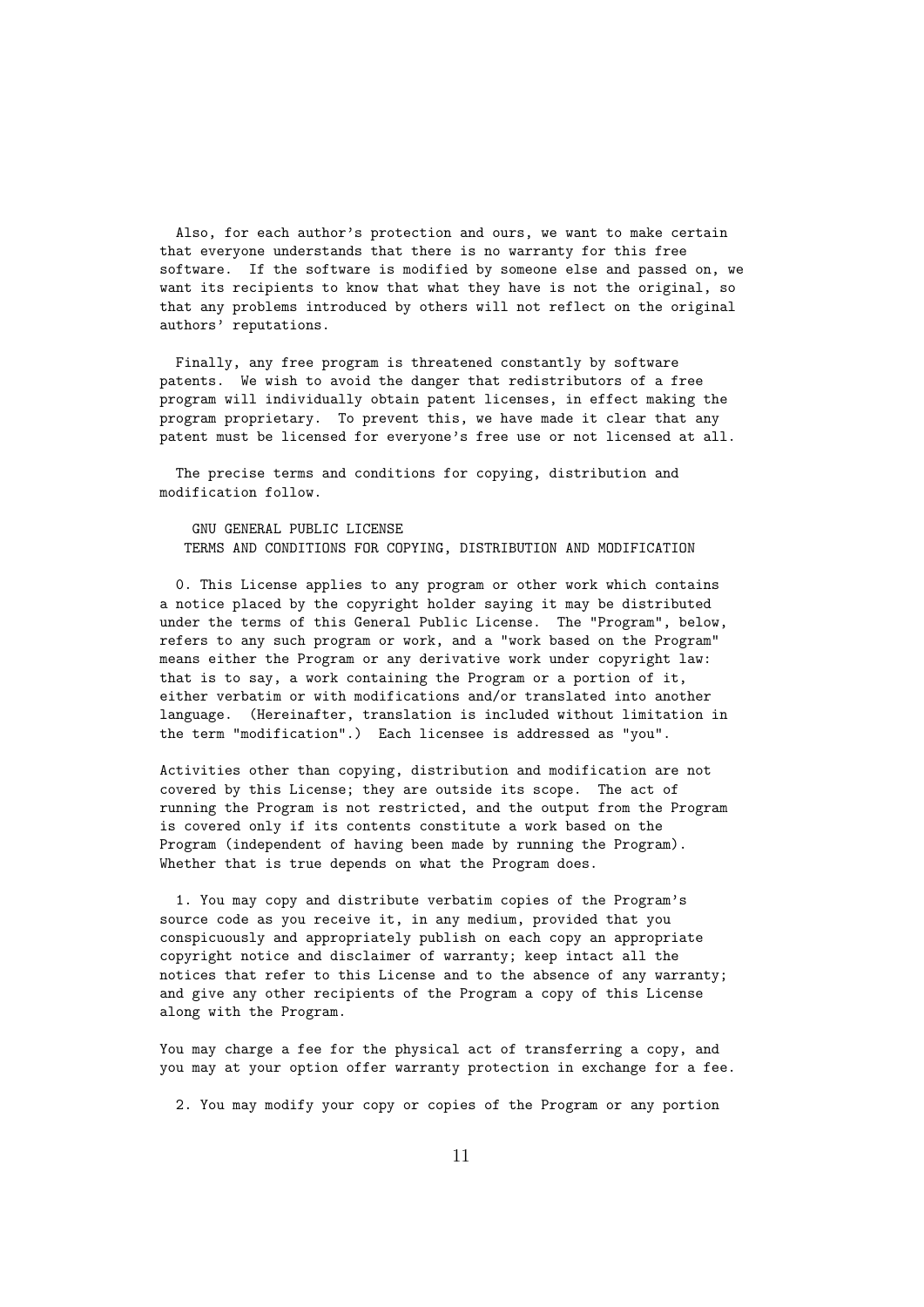Also, for each author's protection and ours, we want to make certain that everyone understands that there is no warranty for this free software. If the software is modified by someone else and passed on, we want its recipients to know that what they have is not the original, so that any problems introduced by others will not reflect on the original authors' reputations.

Finally, any free program is threatened constantly by software patents. We wish to avoid the danger that redistributors of a free program will individually obtain patent licenses, in effect making the program proprietary. To prevent this, we have made it clear that any patent must be licensed for everyone's free use or not licensed at all.

The precise terms and conditions for copying, distribution and modification follow.

GNU GENERAL PUBLIC LICENSE
TERMS AND CONDITIONS FOR COPYING, DISTRIBUTION AND MODIFICATION

0. This License applies to any program or other work which contains a notice placed by the copyright holder saying it may be distributed under the terms of this General Public License. The "Program", below, refers to any such program or work, and a "work based on the Program" means either the Program or any derivative work under copyright law: that is to say, a work containing the Program or a portion of it, either verbatim or with modifications and/or translated into another language. (Hereinafter, translation is included without limitation in the term "modification".) Each licensee is addressed as "you".

Activities other than copying, distribution and modification are not covered by this License; they are outside its scope. The act of running the Program is not restricted, and the output from the Program is covered only if its contents constitute a work based on the Program (independent of having been made by running the Program). Whether that is true depends on what the Program does.

1. You may copy and distribute verbatim copies of the Program's source code as you receive it, in any medium, provided that you conspicuously and appropriately publish on each copy an appropriate copyright notice and disclaimer of warranty; keep intact all the notices that refer to this License and to the absence of any warranty; and give any other recipients of the Program a copy of this License along with the Program.

You may charge a fee for the physical act of transferring a copy, and you may at your option offer warranty protection in exchange for a fee.

2. You may modify your copy or copies of the Program or any portion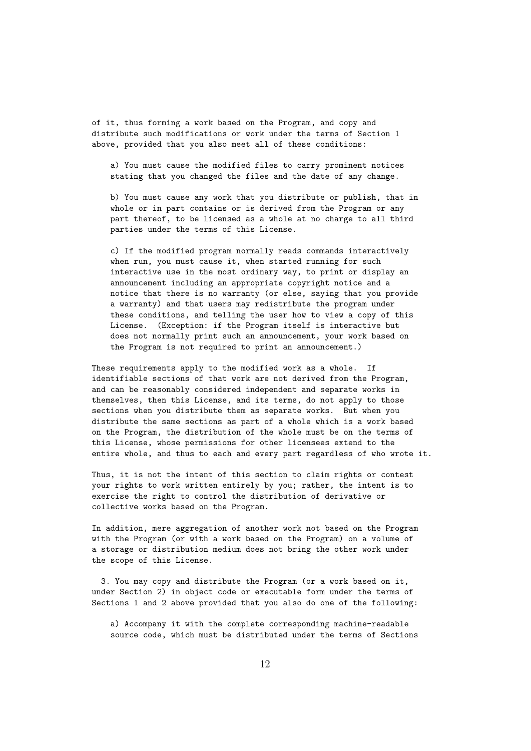of it, thus forming a work based on the Program, and copy and distribute such modifications or work under the terms of Section 1 above, provided that you also meet all of these conditions:

a) You must cause the modified files to carry prominent notices stating that you changed the files and the date of any change.

b) You must cause any work that you distribute or publish, that in whole or in part contains or is derived from the Program or any part thereof, to be licensed as a whole at no charge to all third parties under the terms of this License.

c) If the modified program normally reads commands interactively when run, you must cause it, when started running for such interactive use in the most ordinary way, to print or display an announcement including an appropriate copyright notice and a notice that there is no warranty (or else, saying that you provide a warranty) and that users may redistribute the program under these conditions, and telling the user how to view a copy of this License. (Exception: if the Program itself is interactive but does not normally print such an announcement, your work based on the Program is not required to print an announcement.)

These requirements apply to the modified work as a whole. If identifiable sections of that work are not derived from the Program, and can be reasonably considered independent and separate works in themselves, then this License, and its terms, do not apply to those sections when you distribute them as separate works. But when you distribute the same sections as part of a whole which is a work based on the Program, the distribution of the whole must be on the terms of this License, whose permissions for other licensees extend to the entire whole, and thus to each and every part regardless of who wrote it.

Thus, it is not the intent of this section to claim rights or contest your rights to work written entirely by you; rather, the intent is to exercise the right to control the distribution of derivative or collective works based on the Program.

In addition, mere aggregation of another work not based on the Program with the Program (or with a work based on the Program) on a volume of a storage or distribution medium does not bring the other work under the scope of this License.

3. You may copy and distribute the Program (or a work based on it, under Section 2) in object code or executable form under the terms of Sections 1 and 2 above provided that you also do one of the following:

a) Accompany it with the complete corresponding machine-readable source code, which must be distributed under the terms of Sections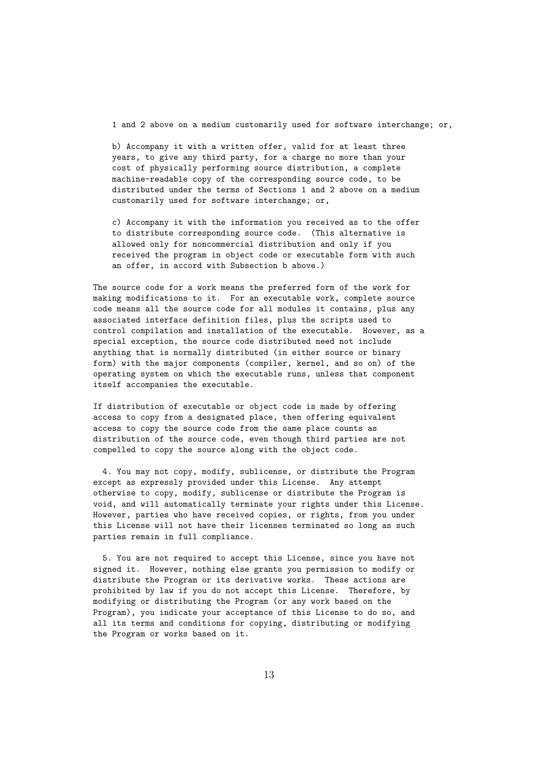1 and 2 above on a medium customarily used for software interchange; or,

b) Accompany it with a written offer, valid for at least three years, to give any third party, for a charge no more than your cost of physically performing source distribution, a complete machine-readable copy of the corresponding source code, to be distributed under the terms of Sections 1 and 2 above on a medium customarily used for software interchange; or,

c) Accompany it with the information you received as to the offer to distribute corresponding source code. (This alternative is allowed only for noncommercial distribution and only if you received the program in object code or executable form with such an offer, in accord with Subsection b above.)

The source code for a work means the preferred form of the work for making modifications to it. For an executable work, complete source code means all the source code for all modules it contains, plus any associated interface definition files, plus the scripts used to control compilation and installation of the executable. However, as a special exception, the source code distributed need not include anything that is normally distributed (in either source or binary form) with the major components (compiler, kernel, and so on) of the operating system on which the executable runs, unless that component itself accompanies the executable.

If distribution of executable or object code is made by offering access to copy from a designated place, then offering equivalent access to copy the source code from the same place counts as distribution of the source code, even though third parties are not compelled to copy the source along with the object code.

4. You may not copy, modify, sublicense, or distribute the Program except as expressly provided under this License. Any attempt otherwise to copy, modify, sublicense or distribute the Program is void, and will automatically terminate your rights under this License. However, parties who have received copies, or rights, from you under this License will not have their licenses terminated so long as such parties remain in full compliance.

5. You are not required to accept this License, since you have not signed it. However, nothing else grants you permission to modify or distribute the Program or its derivative works. These actions are prohibited by law if you do not accept this License. Therefore, by modifying or distributing the Program (or any work based on the Program), you indicate your acceptance of this License to do so, and all its terms and conditions for copying, distributing or modifying the Program or works based on it.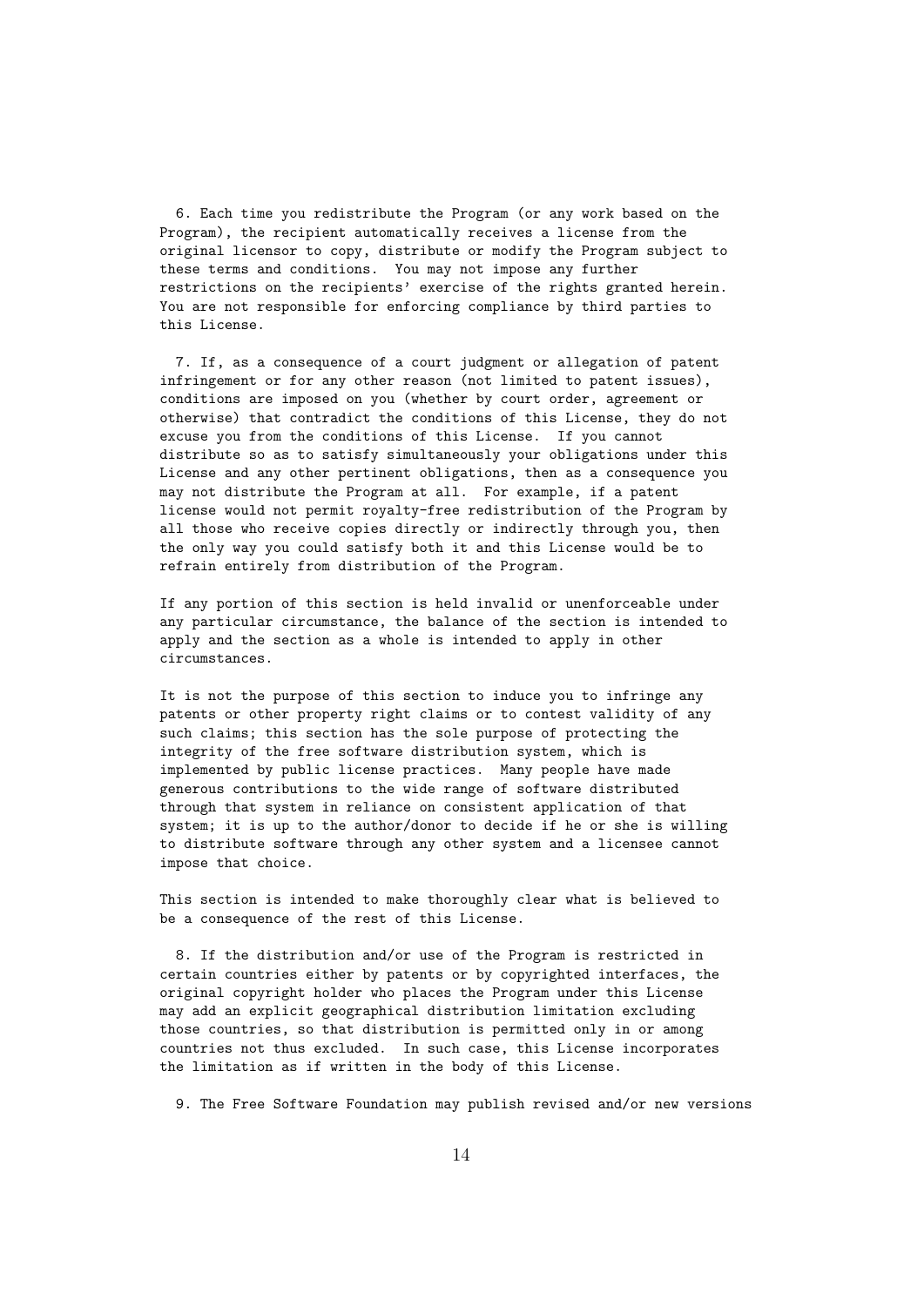6. Each time you redistribute the Program (or any work based on the Program), the recipient automatically receives a license from the original licensor to copy, distribute or modify the Program subject to these terms and conditions. You may not impose any further restrictions on the recipients' exercise of the rights granted herein. You are not responsible for enforcing compliance by third parties to this License.

7. If, as a consequence of a court judgment or allegation of patent infringement or for any other reason (not limited to patent issues), conditions are imposed on you (whether by court order, agreement or otherwise) that contradict the conditions of this License, they do not excuse you from the conditions of this License. If you cannot distribute so as to satisfy simultaneously your obligations under this License and any other pertinent obligations, then as a consequence you may not distribute the Program at all. For example, if a patent license would not permit royalty-free redistribution of the Program by all those who receive copies directly or indirectly through you, then the only way you could satisfy both it and this License would be to refrain entirely from distribution of the Program.

If any portion of this section is held invalid or unenforceable under any particular circumstance, the balance of the section is intended to apply and the section as a whole is intended to apply in other circumstances.

It is not the purpose of this section to induce you to infringe any patents or other property right claims or to contest validity of any such claims; this section has the sole purpose of protecting the integrity of the free software distribution system, which is implemented by public license practices. Many people have made generous contributions to the wide range of software distributed through that system in reliance on consistent application of that system; it is up to the author/donor to decide if he or she is willing to distribute software through any other system and a licensee cannot impose that choice.

This section is intended to make thoroughly clear what is believed to be a consequence of the rest of this License.

8. If the distribution and/or use of the Program is restricted in certain countries either by patents or by copyrighted interfaces, the original copyright holder who places the Program under this License may add an explicit geographical distribution limitation excluding those countries, so that distribution is permitted only in or among countries not thus excluded. In such case, this License incorporates the limitation as if written in the body of this License.

9. The Free Software Foundation may publish revised and/or new versions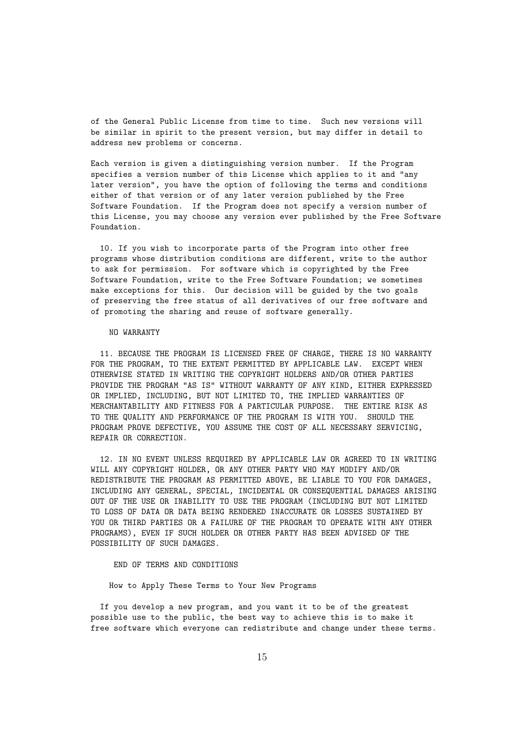of the General Public License from time to time. Such new versions will be similar in spirit to the present version, but may differ in detail to address new problems or concerns.

Each version is given a distinguishing version number. If the Program specifies a version number of this License which applies to it and "any later version", you have the option of following the terms and conditions either of that version or of any later version published by the Free Software Foundation. If the Program does not specify a version number of this License, you may choose any version ever published by the Free Software Foundation.

10. If you wish to incorporate parts of the Program into other free programs whose distribution conditions are different, write to the author to ask for permission. For software which is copyrighted by the Free Software Foundation, write to the Free Software Foundation; we sometimes make exceptions for this. Our decision will be guided by the two goals of preserving the free status of all derivatives of our free software and of promoting the sharing and reuse of software generally.

NO WARRANTY

11. BECAUSE THE PROGRAM IS LICENSED FREE OF CHARGE, THERE IS NO WARRANTY FOR THE PROGRAM, TO THE EXTENT PERMITTED BY APPLICABLE LAW. EXCEPT WHEN OTHERWISE STATED IN WRITING THE COPYRIGHT HOLDERS AND/OR OTHER PARTIES PROVIDE THE PROGRAM "AS IS" WITHOUT WARRANTY OF ANY KIND, EITHER EXPRESSED OR IMPLIED, INCLUDING, BUT NOT LIMITED TO, THE IMPLIED WARRANTIES OF MERCHANTABILITY AND FITNESS FOR A PARTICULAR PURPOSE. THE ENTIRE RISK AS TO THE QUALITY AND PERFORMANCE OF THE PROGRAM IS WITH YOU. SHOULD THE PROGRAM PROVE DEFECTIVE, YOU ASSUME THE COST OF ALL NECESSARY SERVICING, REPAIR OR CORRECTION.

12. IN NO EVENT UNLESS REQUIRED BY APPLICABLE LAW OR AGREED TO IN WRITING WILL ANY COPYRIGHT HOLDER, OR ANY OTHER PARTY WHO MAY MODIFY AND/OR REDISTRIBUTE THE PROGRAM AS PERMITTED ABOVE, BE LIABLE TO YOU FOR DAMAGES, INCLUDING ANY GENERAL, SPECIAL, INCIDENTAL OR CONSEQUENTIAL DAMAGES ARISING OUT OF THE USE OR INABILITY TO USE THE PROGRAM (INCLUDING BUT NOT LIMITED TO LOSS OF DATA OR DATA BEING RENDERED INACCURATE OR LOSSES SUSTAINED BY YOU OR THIRD PARTIES OR A FAILURE OF THE PROGRAM TO OPERATE WITH ANY OTHER PROGRAMS), EVEN IF SUCH HOLDER OR OTHER PARTY HAS BEEN ADVISED OF THE POSSIBILITY OF SUCH DAMAGES.

END OF TERMS AND CONDITIONS

How to Apply These Terms to Your New Programs

If you develop a new program, and you want it to be of the greatest possible use to the public, the best way to achieve this is to make it free software which everyone can redistribute and change under these terms.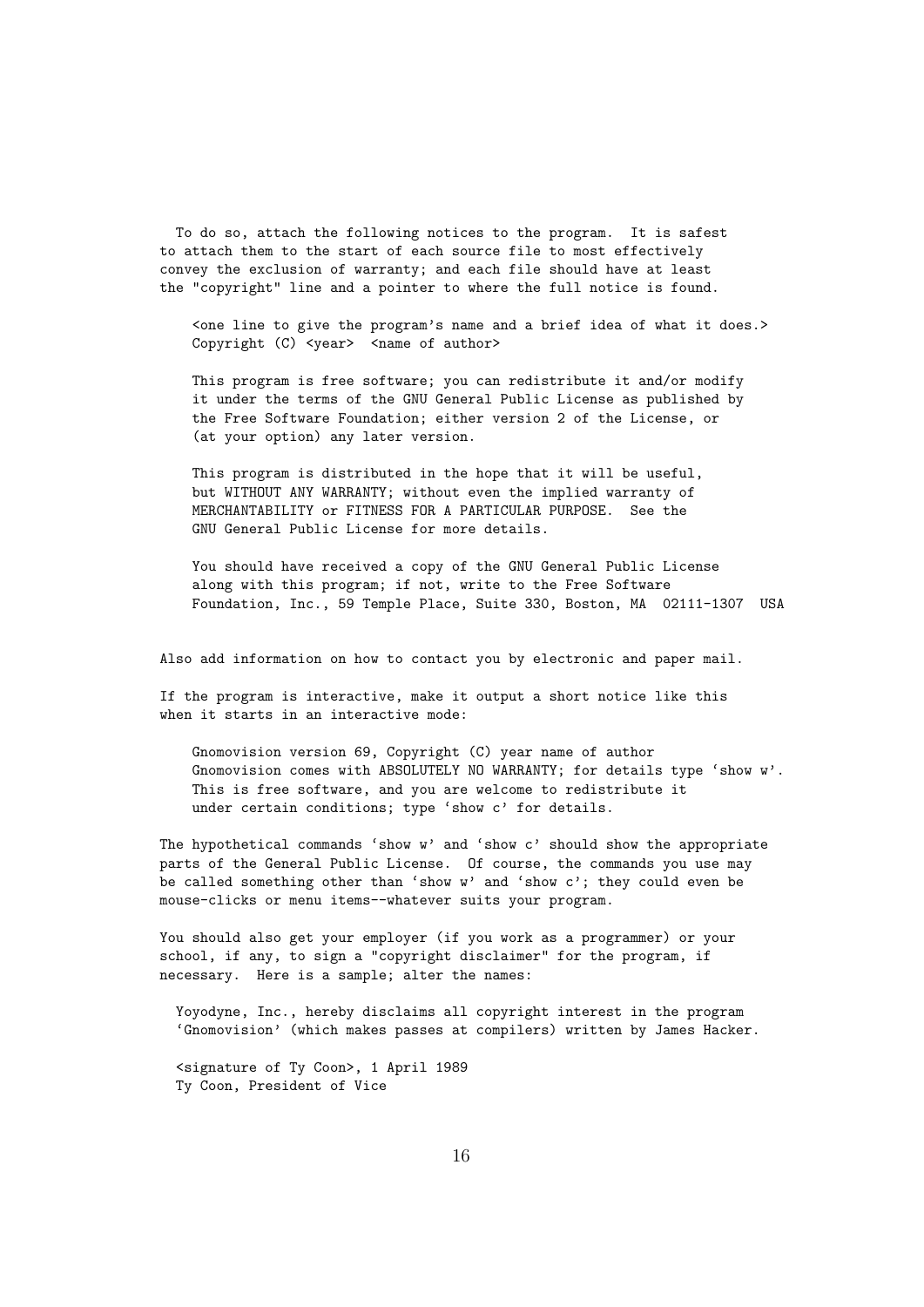To do so, attach the following notices to the program. It is safest to attach them to the start of each source file to most effectively convey the exclusion of warranty; and each file should have at least the "copyright" line and a pointer to where the full notice is found.

```
<one line to give the program's name and a brief idea of what it does.>
Copyright (C) <year>  <name of author>

This program is free software; you can redistribute it and/or modify
it under the terms of the GNU General Public License as published by
the Free Software Foundation; either version 2 of the License, or
(at your option) any later version.

This program is distributed in the hope that it will be useful,
but WITHOUT ANY WARRANTY; without even the implied warranty of
MERCHANTABILITY or FITNESS FOR A PARTICULAR PURPOSE.  See the
GNU General Public License for more details.

You should have received a copy of the GNU General Public License
along with this program; if not, write to the Free Software
Foundation, Inc., 59 Temple Place, Suite 330, Boston, MA  02111-1307  USA
```

Also add information on how to contact you by electronic and paper mail.

If the program is interactive, make it output a short notice like this when it starts in an interactive mode:

```
Gnomovision version 69, Copyright (C) year name of author
Gnomovision comes with ABSOLUTELY NO WARRANTY; for details type 'show w'.
This is free software, and you are welcome to redistribute it
under certain conditions; type 'show c' for details.
```

The hypothetical commands 'show w' and 'show c' should show the appropriate parts of the General Public License. Of course, the commands you use may be called something other than 'show w' and 'show c'; they could even be mouse-clicks or menu items--whatever suits your program.

You should also get your employer (if you work as a programmer) or your school, if any, to sign a "copyright disclaimer" for the program, if necessary. Here is a sample; alter the names:

```
Yoyodyne, Inc., hereby disclaims all copyright interest in the program
'Gnomovision' (which makes passes at compilers) written by James Hacker.

<signature of Ty Coon>, 1 April 1989
Ty Coon, President of Vice
```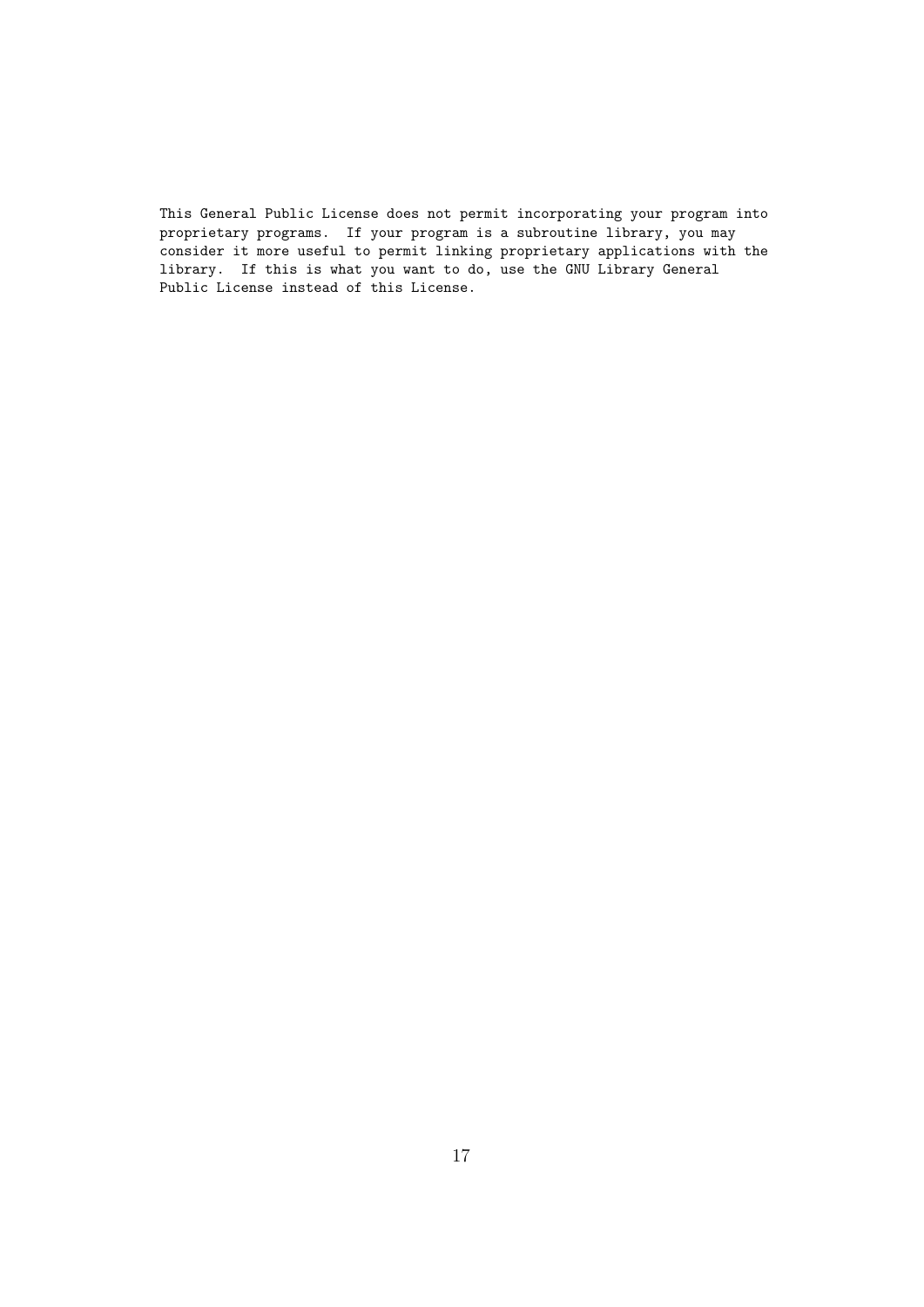This General Public License does not permit incorporating your program into proprietary programs. If your program is a subroutine library, you may consider it more useful to permit linking proprietary applications with the library. If this is what you want to do, use the GNU Library General Public License instead of this License.